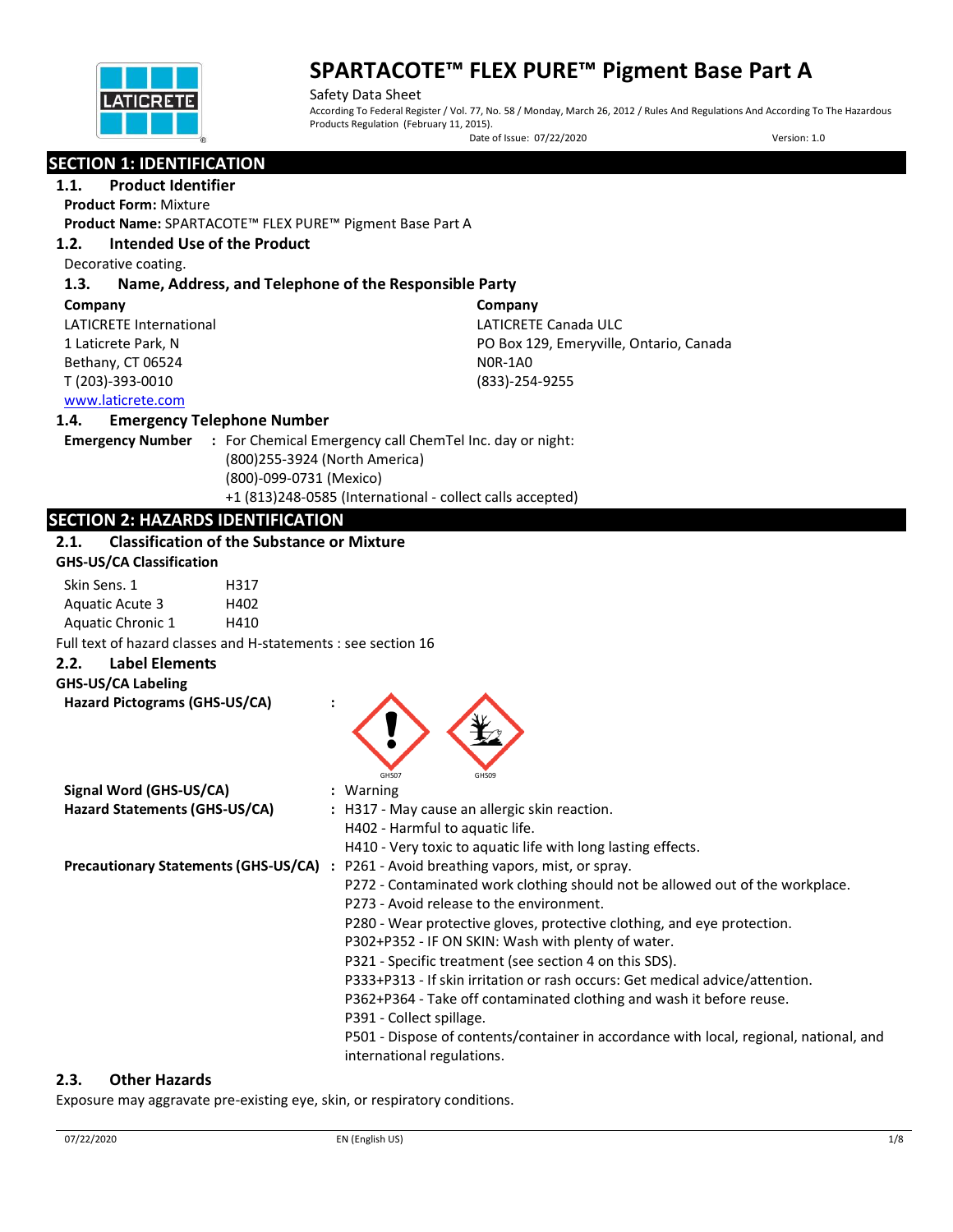# SPARTACOTE™ FLEX PURE™ Pigment Base Part A

Safety Data Sheet

According To Federal Register / Vol. 77, No. 58 / Monday, March 26, 2012 / Rules And Regulations And According To The Hazardous Products Regulation (February 11, 2015).

Date of Issue: 07/22/2020 Version: 1.0

## SECTION 1: IDENTIFICATION

### 1.1. Product Identifier

**Product Form:** Mixture

**Product Name:** SPARTACOTE™ FLEX PURE™ Pigment Base Part A

### 1.2. Intended Use of the Product

Decorative coating.

### 1.3. Name, Address, and Telephone of the Responsible Party

**Company**
LATICRETE International
1 Laticrete Park, N
Bethany, CT 06524
T (203)-393-0010
www.laticrete.com

**Company**
LATICRETE Canada ULC
PO Box 129, Emeryville, Ontario, Canada
N0R-1A0
(833)-254-9255

### 1.4. Emergency Telephone Number

**Emergency Number** : For Chemical Emergency call ChemTel Inc. day or night:
(800)255-3924 (North America)
(800)-099-0731 (Mexico)
+1 (813)248-0585 (International - collect calls accepted)

## SECTION 2: HAZARDS IDENTIFICATION

### 2.1. Classification of the Substance or Mixture

**GHS-US/CA Classification**

| | |
|---|---|
| Skin Sens. 1 | H317 |
| Aquatic Acute 3 | H402 |
| Aquatic Chronic 1 | H410 |

Full text of hazard classes and H-statements : see section 16

### 2.2. Label Elements

**GHS-US/CA Labeling**

**Hazard Pictograms (GHS-US/CA)** : GHS07 GHS09

**Signal Word (GHS-US/CA)** : Warning

**Hazard Statements (GHS-US/CA)** : H317 - May cause an allergic skin reaction.
H402 - Harmful to aquatic life.
H410 - Very toxic to aquatic life with long lasting effects.

**Precautionary Statements (GHS-US/CA)** : P261 - Avoid breathing vapors, mist, or spray.
P272 - Contaminated work clothing should not be allowed out of the workplace.
P273 - Avoid release to the environment.
P280 - Wear protective gloves, protective clothing, and eye protection.
P302+P352 - IF ON SKIN: Wash with plenty of water.
P321 - Specific treatment (see section 4 on this SDS).
P333+P313 - If skin irritation or rash occurs: Get medical advice/attention.
P362+P364 - Take off contaminated clothing and wash it before reuse.
P391 - Collect spillage.
P501 - Dispose of contents/container in accordance with local, regional, national, and international regulations.

### 2.3. Other Hazards

Exposure may aggravate pre-existing eye, skin, or respiratory conditions.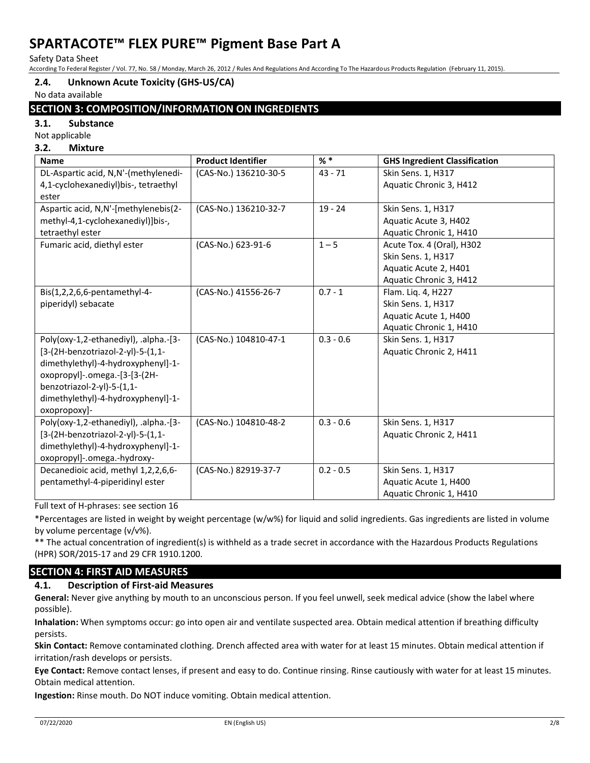### 2.4. Unknown Acute Toxicity (GHS-US/CA)

No data available

## SECTION 3: COMPOSITION/INFORMATION ON INGREDIENTS

### 3.1. Substance

Not applicable

### 3.2. Mixture

| Name | Product Identifier | % * | GHS Ingredient Classification |
|---|---|---|---|
| DL-Aspartic acid, N,N'-(methylenedi-4,1-cyclohexanediyl)bis-, tetraethyl ester | (CAS-No.) 136210-30-5 | 43 - 71 | Skin Sens. 1, H317<br>Aquatic Chronic 3, H412 |
| Aspartic acid, N,N'-[methylenebis(2-methyl-4,1-cyclohexanediyl)]bis-, tetraethyl ester | (CAS-No.) 136210-32-7 | 19 - 24 | Skin Sens. 1, H317<br>Aquatic Acute 3, H402<br>Aquatic Chronic 1, H410 |
| Fumaric acid, diethyl ester | (CAS-No.) 623-91-6 | 1 – 5 | Acute Tox. 4 (Oral), H302<br>Skin Sens. 1, H317<br>Aquatic Acute 2, H401<br>Aquatic Chronic 3, H412 |
| Bis(1,2,2,6,6-pentamethyl-4-piperidyl) sebacate | (CAS-No.) 41556-26-7 | 0.7 - 1 | Flam. Liq. 4, H227<br>Skin Sens. 1, H317<br>Aquatic Acute 1, H400<br>Aquatic Chronic 1, H410 |
| Poly(oxy-1,2-ethanediyl), .alpha.-[3-[3-(2H-benzotriazol-2-yl)-5-(1,1-dimethylethyl)-4-hydroxyphenyl]-1-oxopropyl]-.omega.-[3-[3-(2H-benzotriazol-2-yl)-5-(1,1-dimethylethyl)-4-hydroxyphenyl]-1-oxopropoxy]- | (CAS-No.) 104810-47-1 | 0.3 - 0.6 | Skin Sens. 1, H317<br>Aquatic Chronic 2, H411 |
| Poly(oxy-1,2-ethanediyl), .alpha.-[3-[3-(2H-benzotriazol-2-yl)-5-(1,1-dimethylethyl)-4-hydroxyphenyl]-1-oxopropyl]-.omega.-hydroxy- | (CAS-No.) 104810-48-2 | 0.3 - 0.6 | Skin Sens. 1, H317<br>Aquatic Chronic 2, H411 |
| Decanedioic acid, methyl 1,2,2,6,6-pentamethyl-4-piperidinyl ester | (CAS-No.) 82919-37-7 | 0.2 - 0.5 | Skin Sens. 1, H317<br>Aquatic Acute 1, H400<br>Aquatic Chronic 1, H410 |

Full text of H-phrases: see section 16

*Percentages are listed in weight by weight percentage (w/w%) for liquid and solid ingredients. Gas ingredients are listed in volume by volume percentage (v/v%).

** The actual concentration of ingredient(s) is withheld as a trade secret in accordance with the Hazardous Products Regulations (HPR) SOR/2015-17 and 29 CFR 1910.1200.

## SECTION 4: FIRST AID MEASURES

### 4.1. Description of First-aid Measures

**General:** Never give anything by mouth to an unconscious person. If you feel unwell, seek medical advice (show the label where possible).

**Inhalation:** When symptoms occur: go into open air and ventilate suspected area. Obtain medical attention if breathing difficulty persists.

**Skin Contact:** Remove contaminated clothing. Drench affected area with water for at least 15 minutes. Obtain medical attention if irritation/rash develops or persists.

**Eye Contact:** Remove contact lenses, if present and easy to do. Continue rinsing. Rinse cautiously with water for at least 15 minutes. Obtain medical attention.

**Ingestion:** Rinse mouth. Do NOT induce vomiting. Obtain medical attention.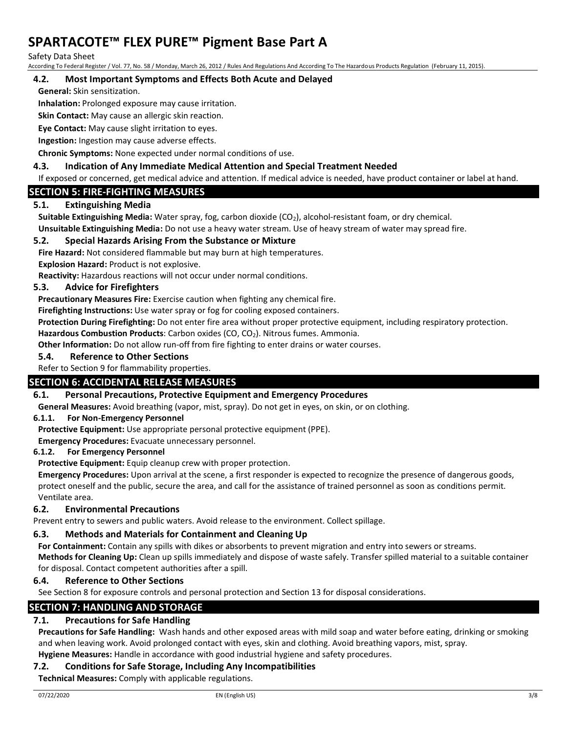### 4.2. Most Important Symptoms and Effects Both Acute and Delayed

**General:** Skin sensitization.

**Inhalation:** Prolonged exposure may cause irritation.

**Skin Contact:** May cause an allergic skin reaction.

**Eye Contact:** May cause slight irritation to eyes.

**Ingestion:** Ingestion may cause adverse effects.

**Chronic Symptoms:** None expected under normal conditions of use.

### 4.3. Indication of Any Immediate Medical Attention and Special Treatment Needed

If exposed or concerned, get medical advice and attention. If medical advice is needed, have product container or label at hand.

## SECTION 5: FIRE-FIGHTING MEASURES

### 5.1. Extinguishing Media

**Suitable Extinguishing Media:** Water spray, fog, carbon dioxide ($CO_2$), alcohol-resistant foam, or dry chemical.

**Unsuitable Extinguishing Media:** Do not use a heavy water stream. Use of heavy stream of water may spread fire.

### 5.2. Special Hazards Arising From the Substance or Mixture

**Fire Hazard:** Not considered flammable but may burn at high temperatures.

**Explosion Hazard:** Product is not explosive.

**Reactivity:** Hazardous reactions will not occur under normal conditions.

### 5.3. Advice for Firefighters

**Precautionary Measures Fire:** Exercise caution when fighting any chemical fire.

**Firefighting Instructions:** Use water spray or fog for cooling exposed containers.

**Protection During Firefighting:** Do not enter fire area without proper protective equipment, including respiratory protection.

**Hazardous Combustion Products**: Carbon oxides ($CO$, $CO_2$). Nitrous fumes. Ammonia.

**Other Information:** Do not allow run-off from fire fighting to enter drains or water courses.

### 5.4. Reference to Other Sections

Refer to Section 9 for flammability properties.

## SECTION 6: ACCIDENTAL RELEASE MEASURES

### 6.1. Personal Precautions, Protective Equipment and Emergency Procedures

**General Measures:** Avoid breathing (vapor, mist, spray). Do not get in eyes, on skin, or on clothing.

#### 6.1.1. For Non-Emergency Personnel

**Protective Equipment:** Use appropriate personal protective equipment (PPE).

**Emergency Procedures:** Evacuate unnecessary personnel.

#### 6.1.2. For Emergency Personnel

**Protective Equipment:** Equip cleanup crew with proper protection.

**Emergency Procedures:** Upon arrival at the scene, a first responder is expected to recognize the presence of dangerous goods, protect oneself and the public, secure the area, and call for the assistance of trained personnel as soon as conditions permit. Ventilate area.

### 6.2. Environmental Precautions

Prevent entry to sewers and public waters. Avoid release to the environment. Collect spillage.

### 6.3. Methods and Materials for Containment and Cleaning Up

**For Containment:** Contain any spills with dikes or absorbents to prevent migration and entry into sewers or streams.

**Methods for Cleaning Up:** Clean up spills immediately and dispose of waste safely. Transfer spilled material to a suitable container for disposal. Contact competent authorities after a spill.

### 6.4. Reference to Other Sections

See Section 8 for exposure controls and personal protection and Section 13 for disposal considerations.

## SECTION 7: HANDLING AND STORAGE

### 7.1. Precautions for Safe Handling

**Precautions for Safe Handling:** Wash hands and other exposed areas with mild soap and water before eating, drinking or smoking and when leaving work. Avoid prolonged contact with eyes, skin and clothing. Avoid breathing vapors, mist, spray.

**Hygiene Measures:** Handle in accordance with good industrial hygiene and safety procedures.

### 7.2. Conditions for Safe Storage, Including Any Incompatibilities

**Technical Measures:** Comply with applicable regulations.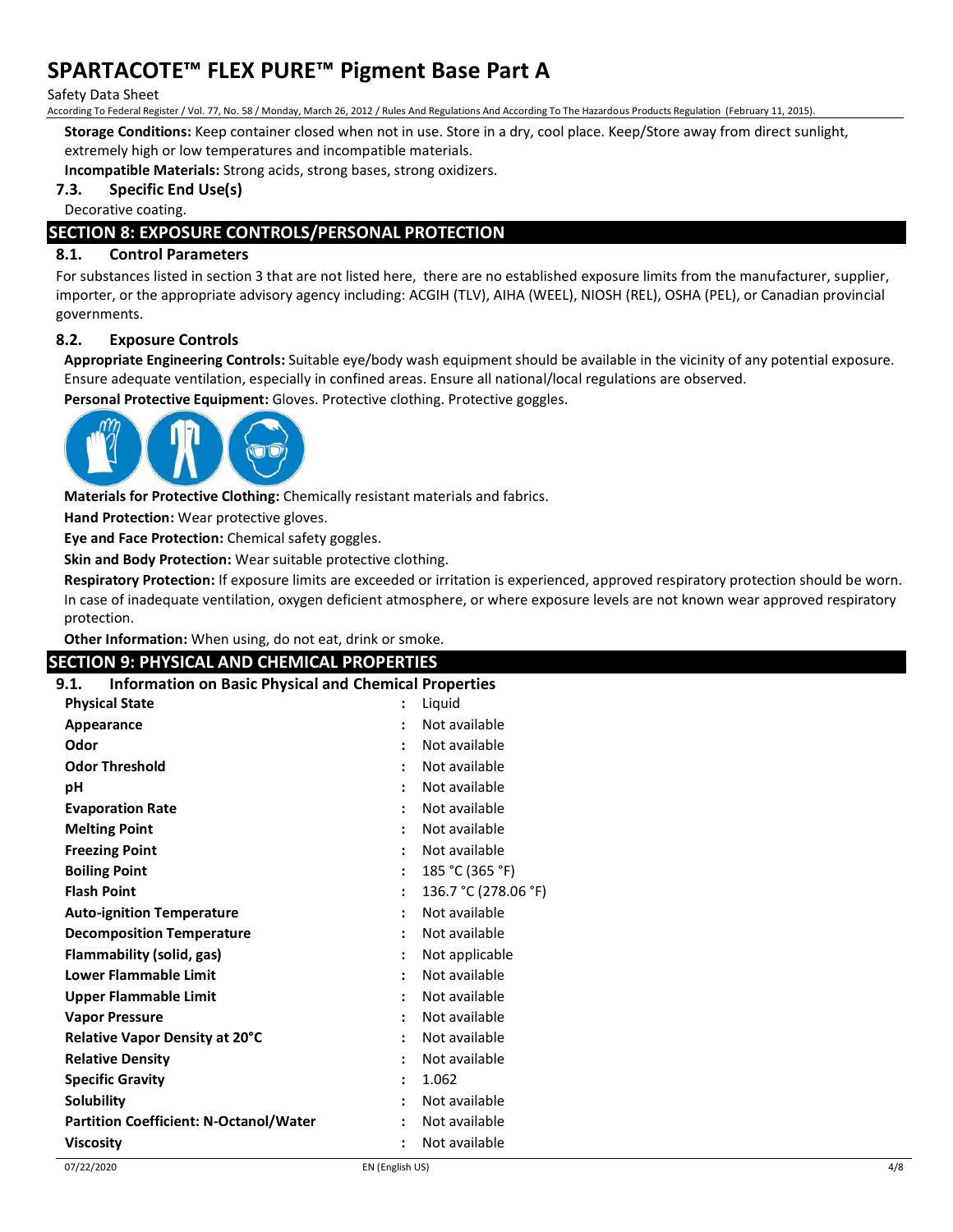**Storage Conditions:** Keep container closed when not in use. Store in a dry, cool place. Keep/Store away from direct sunlight, extremely high or low temperatures and incompatible materials.

**Incompatible Materials:** Strong acids, strong bases, strong oxidizers.

### 7.3. Specific End Use(s)

Decorative coating.

## SECTION 8: EXPOSURE CONTROLS/PERSONAL PROTECTION

### 8.1. Control Parameters

For substances listed in section 3 that are not listed here, there are no established exposure limits from the manufacturer, supplier, importer, or the appropriate advisory agency including: ACGIH (TLV), AIHA (WEEL), NIOSH (REL), OSHA (PEL), or Canadian provincial governments.

### 8.2. Exposure Controls

**Appropriate Engineering Controls:** Suitable eye/body wash equipment should be available in the vicinity of any potential exposure. Ensure adequate ventilation, especially in confined areas. Ensure all national/local regulations are observed.

**Personal Protective Equipment:** Gloves. Protective clothing. Protective goggles.

**Materials for Protective Clothing:** Chemically resistant materials and fabrics.

**Hand Protection:** Wear protective gloves.

**Eye and Face Protection:** Chemical safety goggles.

**Skin and Body Protection:** Wear suitable protective clothing.

**Respiratory Protection:** If exposure limits are exceeded or irritation is experienced, approved respiratory protection should be worn. In case of inadequate ventilation, oxygen deficient atmosphere, or where exposure levels are not known wear approved respiratory protection.

**Other Information:** When using, do not eat, drink or smoke.

## SECTION 9: PHYSICAL AND CHEMICAL PROPERTIES

### 9.1. Information on Basic Physical and Chemical Properties

| Property | Value |
|---|---|
| **Physical State** | Liquid |
| **Appearance** | Not available |
| **Odor** | Not available |
| **Odor Threshold** | Not available |
| **pH** | Not available |
| **Evaporation Rate** | Not available |
| **Melting Point** | Not available |
| **Freezing Point** | Not available |
| **Boiling Point** | 185 °C (365 °F) |
| **Flash Point** | 136.7 °C (278.06 °F) |
| **Auto-ignition Temperature** | Not available |
| **Decomposition Temperature** | Not available |
| **Flammability (solid, gas)** | Not applicable |
| **Lower Flammable Limit** | Not available |
| **Upper Flammable Limit** | Not available |
| **Vapor Pressure** | Not available |
| **Relative Vapor Density at 20°C** | Not available |
| **Relative Density** | Not available |
| **Specific Gravity** | 1.062 |
| **Solubility** | Not available |
| **Partition Coefficient: N-Octanol/Water** | Not available |
| **Viscosity** | Not available |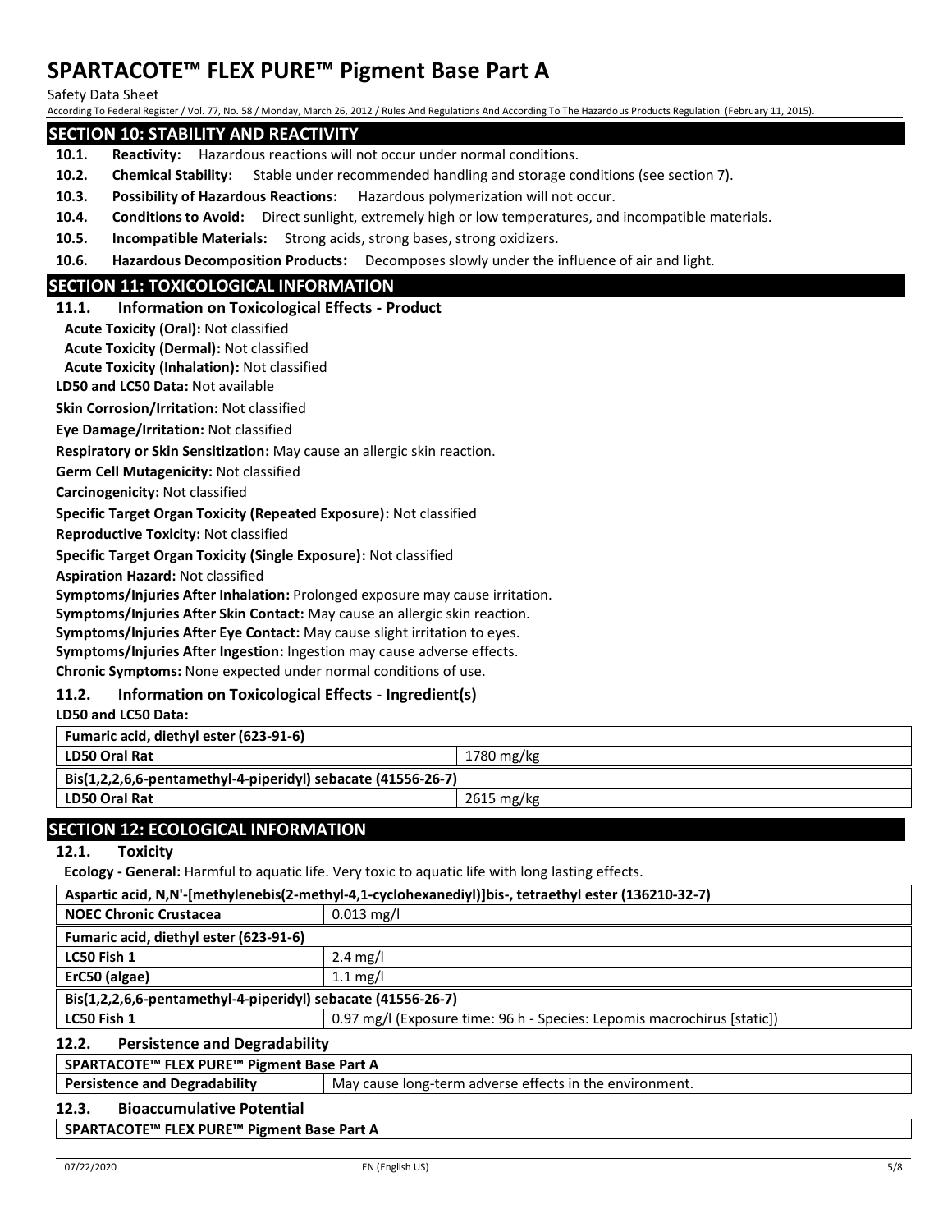## SECTION 10: STABILITY AND REACTIVITY

**10.1. Reactivity:** Hazardous reactions will not occur under normal conditions.

**10.2. Chemical Stability:** Stable under recommended handling and storage conditions (see section 7).

**10.3. Possibility of Hazardous Reactions:** Hazardous polymerization will not occur.

**10.4. Conditions to Avoid:** Direct sunlight, extremely high or low temperatures, and incompatible materials.

**10.5. Incompatible Materials:** Strong acids, strong bases, strong oxidizers.

**10.6. Hazardous Decomposition Products:** Decomposes slowly under the influence of air and light.

## SECTION 11: TOXICOLOGICAL INFORMATION

### 11.1. Information on Toxicological Effects - Product

**Acute Toxicity (Oral):** Not classified

**Acute Toxicity (Dermal):** Not classified

**Acute Toxicity (Inhalation):** Not classified

**LD50 and LC50 Data:** Not available

**Skin Corrosion/Irritation:** Not classified

**Eye Damage/Irritation:** Not classified

**Respiratory or Skin Sensitization:** May cause an allergic skin reaction.

**Germ Cell Mutagenicity:** Not classified

**Carcinogenicity:** Not classified

**Specific Target Organ Toxicity (Repeated Exposure):** Not classified

**Reproductive Toxicity:** Not classified

**Specific Target Organ Toxicity (Single Exposure):** Not classified

**Aspiration Hazard:** Not classified

**Symptoms/Injuries After Inhalation:** Prolonged exposure may cause irritation.

**Symptoms/Injuries After Skin Contact:** May cause an allergic skin reaction.

**Symptoms/Injuries After Eye Contact:** May cause slight irritation to eyes.

**Symptoms/Injuries After Ingestion:** Ingestion may cause adverse effects.

**Chronic Symptoms:** None expected under normal conditions of use.

### 11.2. Information on Toxicological Effects - Ingredient(s)

**LD50 and LC50 Data:**

| Fumaric acid, diethyl ester (623-91-6) | |
|---|---|
| LD50 Oral Rat | 1780 mg/kg |
| **Bis(1,2,2,6,6-pentamethyl-4-piperidyl) sebacate (41556-26-7)** | |
| LD50 Oral Rat | 2615 mg/kg |

## SECTION 12: ECOLOGICAL INFORMATION

### 12.1. Toxicity

**Ecology - General:** Harmful to aquatic life. Very toxic to aquatic life with long lasting effects.

| Aspartic acid, N,N'-[methylenebis(2-methyl-4,1-cyclohexanediyl)]bis-, tetraethyl ester (136210-32-7) | |
|---|---|
| NOEC Chronic Crustacea | 0.013 mg/l |
| **Fumaric acid, diethyl ester (623-91-6)** | |
| LC50 Fish 1 | 2.4 mg/l |
| ErC50 (algae) | 1.1 mg/l |
| **Bis(1,2,2,6,6-pentamethyl-4-piperidyl) sebacate (41556-26-7)** | |
| LC50 Fish 1 | 0.97 mg/l (Exposure time: 96 h - Species: Lepomis macrochirus [static]) |

### 12.2. Persistence and Degradability

| SPARTACOTE™ FLEX PURE™ Pigment Base Part A | |
|---|---|
| Persistence and Degradability | May cause long-term adverse effects in the environment. |

### 12.3. Bioaccumulative Potential

| SPARTACOTE™ FLEX PURE™ Pigment Base Part A |
|---|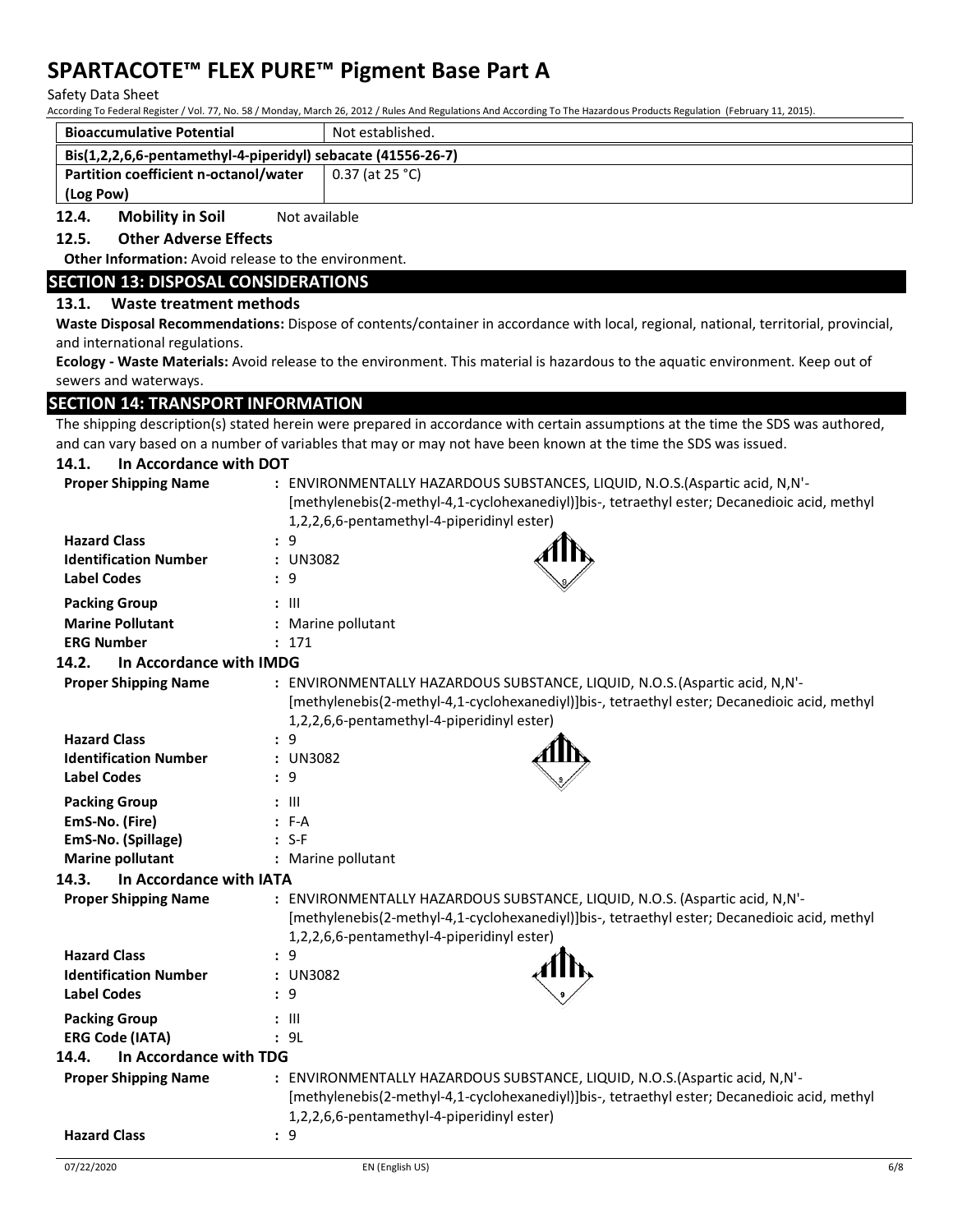| Bioaccumulative Potential | Not established. |
|---|---|
| **Bis(1,2,2,6,6-pentamethyl-4-piperidyl) sebacate (41556-26-7)** | |
| **Partition coefficient n-octanol/water (Log Pow)** | 0.37 (at 25 °C) |

**12.4. Mobility in Soil** Not available

**12.5. Other Adverse Effects**

**Other Information:** Avoid release to the environment.

## SECTION 13: DISPOSAL CONSIDERATIONS

### 13.1. Waste treatment methods

**Waste Disposal Recommendations:** Dispose of contents/container in accordance with local, regional, national, territorial, provincial, and international regulations.

**Ecology - Waste Materials:** Avoid release to the environment. This material is hazardous to the aquatic environment. Keep out of sewers and waterways.

## SECTION 14: TRANSPORT INFORMATION

The shipping description(s) stated herein were prepared in accordance with certain assumptions at the time the SDS was authored, and can vary based on a number of variables that may or may not have been known at the time the SDS was issued.

### 14.1. In Accordance with DOT

**Proper Shipping Name** : ENVIRONMENTALLY HAZARDOUS SUBSTANCES, LIQUID, N.O.S.(Aspartic acid, N,N'-[methylenebis(2-methyl-4,1-cyclohexanediyl)]bis-, tetraethyl ester; Decanedioic acid, methyl 1,2,2,6,6-pentamethyl-4-piperidinyl ester)

**Hazard Class** : 9

**Identification Number** : UN3082

**Label Codes** : 9

**Packing Group** : III

**Marine Pollutant** : Marine pollutant

**ERG Number** : 171

### 14.2. In Accordance with IMDG

**Proper Shipping Name** : ENVIRONMENTALLY HAZARDOUS SUBSTANCE, LIQUID, N.O.S.(Aspartic acid, N,N'-[methylenebis(2-methyl-4,1-cyclohexanediyl)]bis-, tetraethyl ester; Decanedioic acid, methyl 1,2,2,6,6-pentamethyl-4-piperidinyl ester)

**Hazard Class** : 9

**Identification Number** : UN3082

**Label Codes** : 9

**Packing Group** : III

**EmS-No. (Fire)** : F-A

**EmS-No. (Spillage)** : S-F

**Marine pollutant** : Marine pollutant

### 14.3. In Accordance with IATA

**Proper Shipping Name** : ENVIRONMENTALLY HAZARDOUS SUBSTANCE, LIQUID, N.O.S. (Aspartic acid, N,N'-[methylenebis(2-methyl-4,1-cyclohexanediyl)]bis-, tetraethyl ester; Decanedioic acid, methyl 1,2,2,6,6-pentamethyl-4-piperidinyl ester)

**Hazard Class** : 9

**Identification Number** : UN3082

**Label Codes** : 9

**Packing Group** : III

**ERG Code (IATA)** : 9L

### 14.4. In Accordance with TDG

**Proper Shipping Name** : ENVIRONMENTALLY HAZARDOUS SUBSTANCE, LIQUID, N.O.S.(Aspartic acid, N,N'-[methylenebis(2-methyl-4,1-cyclohexanediyl)]bis-, tetraethyl ester; Decanedioic acid, methyl 1,2,2,6,6-pentamethyl-4-piperidinyl ester)

**Hazard Class** : 9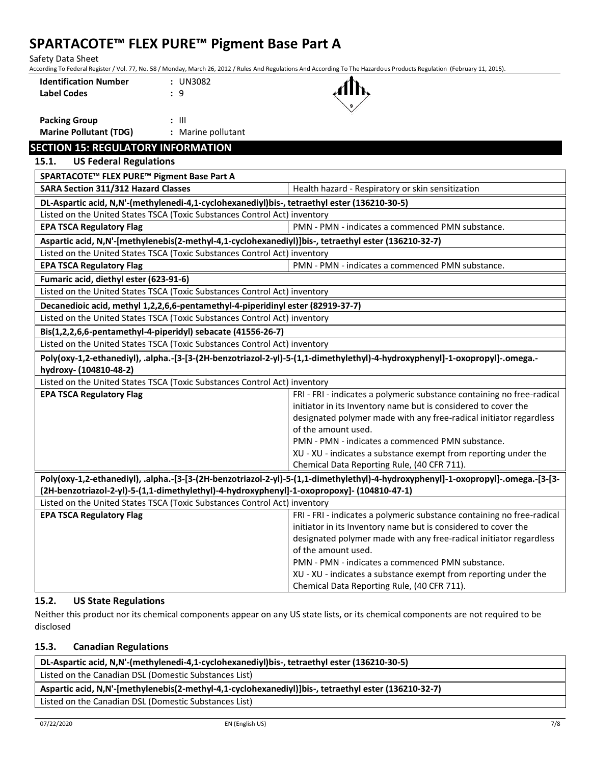| | |
|---|---|
| **Identification Number** | : UN3082 |
| **Label Codes** | : 9 |
| **Packing Group** | : III |
| **Marine Pollutant (TDG)** | : Marine pollutant |

## SECTION 15: REGULATORY INFORMATION

### 15.1. US Federal Regulations

| **SPARTACOTE™ FLEX PURE™ Pigment Base Part A** | |
|---|---|
| **SARA Section 311/312 Hazard Classes** | Health hazard - Respiratory or skin sensitization |
| **DL-Aspartic acid, N,N'-(methylenedi-4,1-cyclohexanediyl)bis-, tetraethyl ester (136210-30-5)** | |
| Listed on the United States TSCA (Toxic Substances Control Act) inventory | |
| **EPA TSCA Regulatory Flag** | PMN - PMN - indicates a commenced PMN substance. |
| **Aspartic acid, N,N'-[methylenebis(2-methyl-4,1-cyclohexanediyl)]bis-, tetraethyl ester (136210-32-7)** | |
| Listed on the United States TSCA (Toxic Substances Control Act) inventory | |
| **EPA TSCA Regulatory Flag** | PMN - PMN - indicates a commenced PMN substance. |
| **Fumaric acid, diethyl ester (623-91-6)** | |
| Listed on the United States TSCA (Toxic Substances Control Act) inventory | |
| **Decanedioic acid, methyl 1,2,2,6,6-pentamethyl-4-piperidinyl ester (82919-37-7)** | |
| Listed on the United States TSCA (Toxic Substances Control Act) inventory | |
| **Bis(1,2,2,6,6-pentamethyl-4-piperidyl) sebacate (41556-26-7)** | |
| Listed on the United States TSCA (Toxic Substances Control Act) inventory | |
| **Poly(oxy-1,2-ethanediyl), .alpha.-[3-[3-(2H-benzotriazol-2-yl)-5-(1,1-dimethylethyl)-4-hydroxyphenyl]-1-oxopropyl]-.omega.-hydroxy- (104810-48-2)** | |
| Listed on the United States TSCA (Toxic Substances Control Act) inventory | |
| **EPA TSCA Regulatory Flag** | FRI - FRI - indicates a polymeric substance containing no free-radical initiator in its Inventory name but is considered to cover the designated polymer made with any free-radical initiator regardless of the amount used.<br>PMN - PMN - indicates a commenced PMN substance.<br>XU - XU - indicates a substance exempt from reporting under the Chemical Data Reporting Rule, (40 CFR 711). |
| **Poly(oxy-1,2-ethanediyl), .alpha.-[3-[3-(2H-benzotriazol-2-yl)-5-(1,1-dimethylethyl)-4-hydroxyphenyl]-1-oxopropyl]-.omega.-[3-[3-(2H-benzotriazol-2-yl)-5-(1,1-dimethylethyl)-4-hydroxyphenyl]-1-oxopropoxy]- (104810-47-1)** | |
| Listed on the United States TSCA (Toxic Substances Control Act) inventory | |
| **EPA TSCA Regulatory Flag** | FRI - FRI - indicates a polymeric substance containing no free-radical initiator in its Inventory name but is considered to cover the designated polymer made with any free-radical initiator regardless of the amount used.<br>PMN - PMN - indicates a commenced PMN substance.<br>XU - XU - indicates a substance exempt from reporting under the Chemical Data Reporting Rule, (40 CFR 711). |

### 15.2. US State Regulations

Neither this product nor its chemical components appear on any US state lists, or its chemical components are not required to be disclosed

### 15.3. Canadian Regulations

| **DL-Aspartic acid, N,N'-(methylenedi-4,1-cyclohexanediyl)bis-, tetraethyl ester (136210-30-5)** |
|---|
| Listed on the Canadian DSL (Domestic Substances List) |
| **Aspartic acid, N,N'-[methylenebis(2-methyl-4,1-cyclohexanediyl)]bis-, tetraethyl ester (136210-32-7)** |
| Listed on the Canadian DSL (Domestic Substances List) |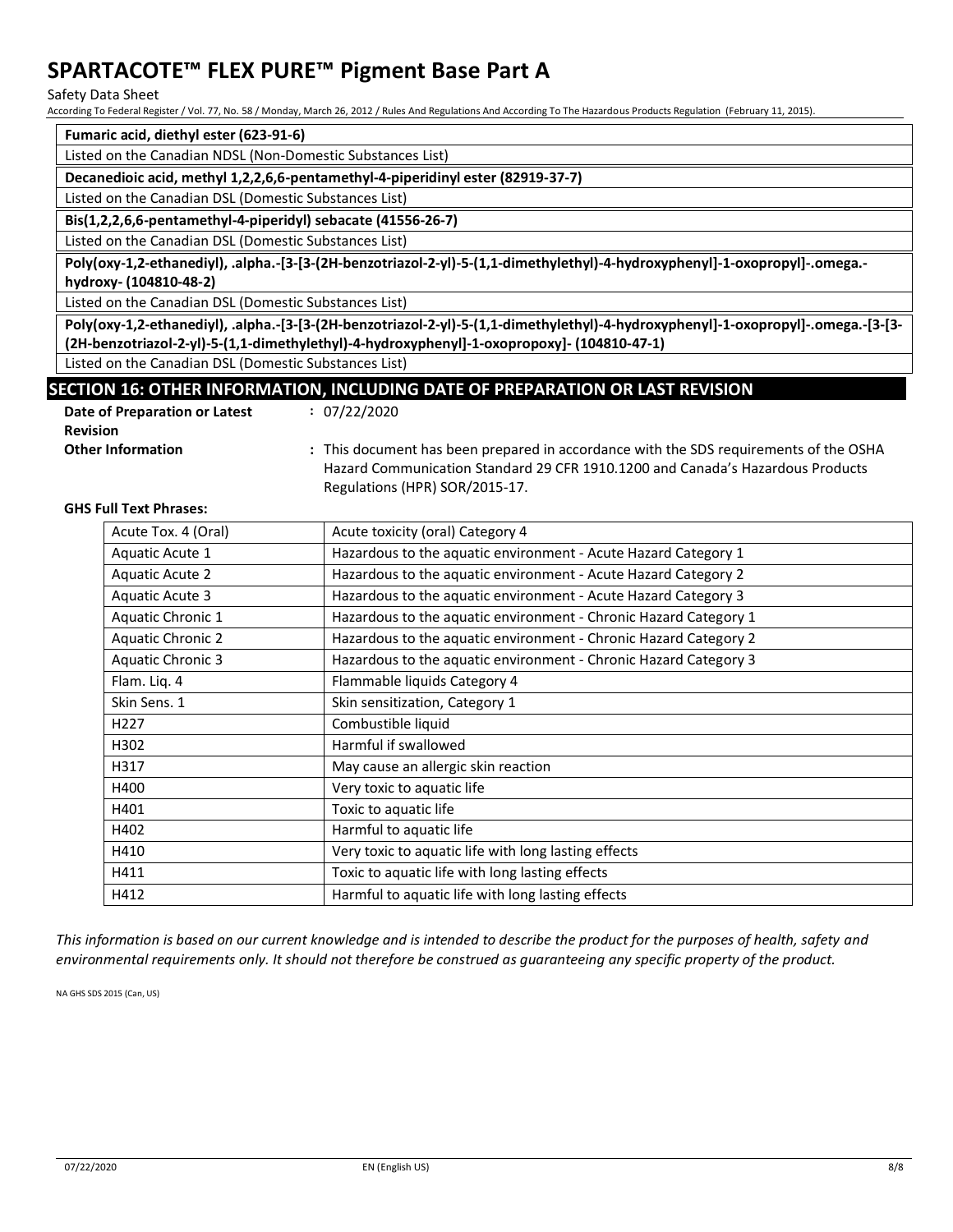**Fumaric acid, diethyl ester (623-91-6)**

Listed on the Canadian NDSL (Non-Domestic Substances List)

**Decanedioic acid, methyl 1,2,2,6,6-pentamethyl-4-piperidinyl ester (82919-37-7)**

Listed on the Canadian DSL (Domestic Substances List)

**Bis(1,2,2,6,6-pentamethyl-4-piperidyl) sebacate (41556-26-7)**

Listed on the Canadian DSL (Domestic Substances List)

**Poly(oxy-1,2-ethanediyl), .alpha.-[3-[3-(2H-benzotriazol-2-yl)-5-(1,1-dimethylethyl)-4-hydroxyphenyl]-1-oxopropyl]-.omega.-hydroxy- (104810-48-2)**

Listed on the Canadian DSL (Domestic Substances List)

**Poly(oxy-1,2-ethanediyl), .alpha.-[3-[3-(2H-benzotriazol-2-yl)-5-(1,1-dimethylethyl)-4-hydroxyphenyl]-1-oxopropyl]-.omega.-[3-[3-(2H-benzotriazol-2-yl)-5-(1,1-dimethylethyl)-4-hydroxyphenyl]-1-oxopropoxy]- (104810-47-1)**

Listed on the Canadian DSL (Domestic Substances List)

## SECTION 16: OTHER INFORMATION, INCLUDING DATE OF PREPARATION OR LAST REVISION

**Date of Preparation or Latest Revision** : 07/22/2020

**Other Information** : This document has been prepared in accordance with the SDS requirements of the OSHA Hazard Communication Standard 29 CFR 1910.1200 and Canada's Hazardous Products Regulations (HPR) SOR/2015-17.

**GHS Full Text Phrases:**

| | |
|---|---|
| Acute Tox. 4 (Oral) | Acute toxicity (oral) Category 4 |
| Aquatic Acute 1 | Hazardous to the aquatic environment - Acute Hazard Category 1 |
| Aquatic Acute 2 | Hazardous to the aquatic environment - Acute Hazard Category 2 |
| Aquatic Acute 3 | Hazardous to the aquatic environment - Acute Hazard Category 3 |
| Aquatic Chronic 1 | Hazardous to the aquatic environment - Chronic Hazard Category 1 |
| Aquatic Chronic 2 | Hazardous to the aquatic environment - Chronic Hazard Category 2 |
| Aquatic Chronic 3 | Hazardous to the aquatic environment - Chronic Hazard Category 3 |
| Flam. Liq. 4 | Flammable liquids Category 4 |
| Skin Sens. 1 | Skin sensitization, Category 1 |
| H227 | Combustible liquid |
| H302 | Harmful if swallowed |
| H317 | May cause an allergic skin reaction |
| H400 | Very toxic to aquatic life |
| H401 | Toxic to aquatic life |
| H402 | Harmful to aquatic life |
| H410 | Very toxic to aquatic life with long lasting effects |
| H411 | Toxic to aquatic life with long lasting effects |
| H412 | Harmful to aquatic life with long lasting effects |

*This information is based on our current knowledge and is intended to describe the product for the purposes of health, safety and environmental requirements only. It should not therefore be construed as guaranteeing any specific property of the product.*

NA GHS SDS 2015 (Can, US)